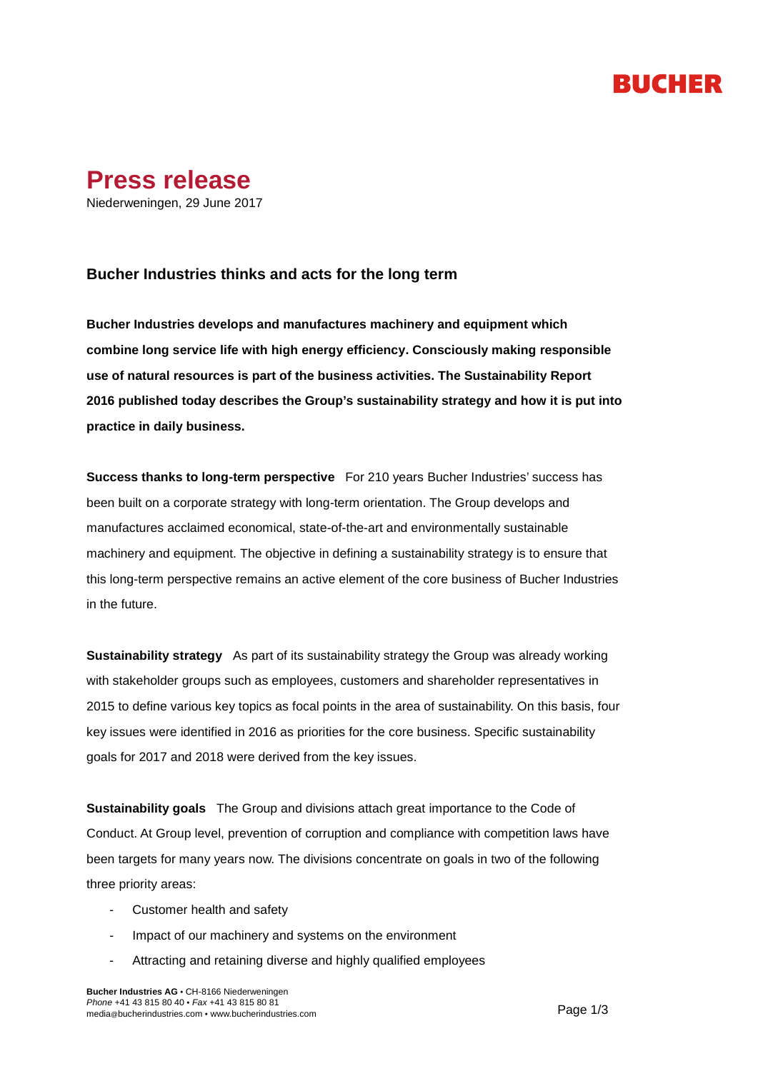BUCHER

# Press release

Niederweningen, 29 June 2017

## Bucher Industries thinks and acts for the long term

**Bucher Industries develops and manufactures machinery and equipment which combine long service life with high energy efficiency. Consciously making responsible use of natural resources is part of the business activities. The Sustainability Report 2016 published today describes the Group's sustainability strategy and how it is put into practice in daily business.**

**Success thanks to long-term perspective** For 210 years Bucher Industries' success has been built on a corporate strategy with long-term orientation. The Group develops and manufactures acclaimed economical, state-of-the-art and environmentally sustainable machinery and equipment. The objective in defining a sustainability strategy is to ensure that this long-term perspective remains an active element of the core business of Bucher Industries in the future.

**Sustainability strategy** As part of its sustainability strategy the Group was already working with stakeholder groups such as employees, customers and shareholder representatives in 2015 to define various key topics as focal points in the area of sustainability. On this basis, four key issues were identified in 2016 as priorities for the core business. Specific sustainability goals for 2017 and 2018 were derived from the key issues.

**Sustainability goals** The Group and divisions attach great importance to the Code of Conduct. At Group level, prevention of corruption and compliance with competition laws have been targets for many years now. The divisions concentrate on goals in two of the following three priority areas:

- Customer health and safety
- Impact of our machinery and systems on the environment
- Attracting and retaining diverse and highly qualified employees

**Bucher Industries AG** • CH-8166 Niederweningen
*Phone* +41 43 815 80 40 • *Fax* +41 43 815 80 81
media@bucherindustries.com • www.bucherindustries.com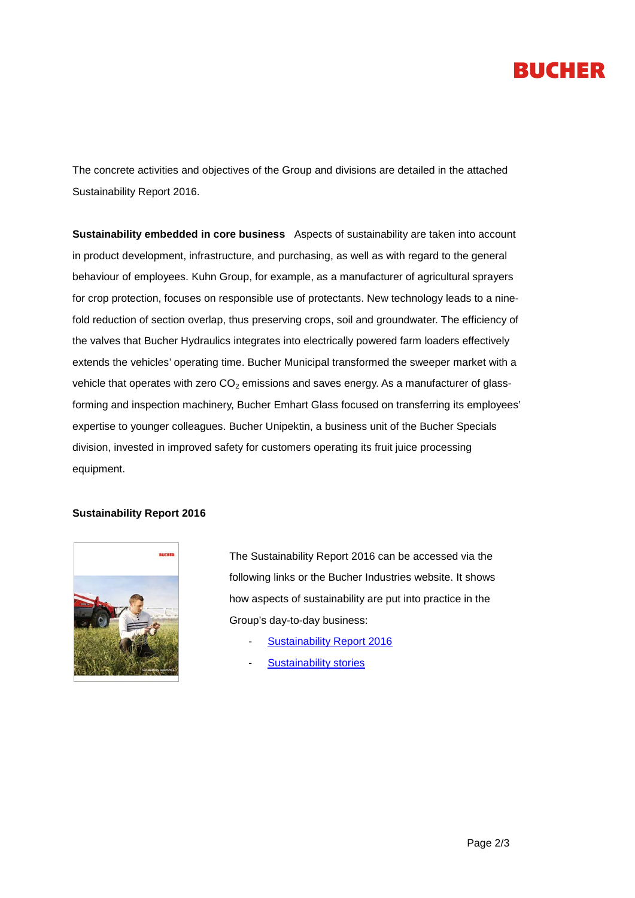The concrete activities and objectives of the Group and divisions are detailed in the attached Sustainability Report 2016.

**Sustainability embedded in core business** Aspects of sustainability are taken into account in product development, infrastructure, and purchasing, as well as with regard to the general behaviour of employees. Kuhn Group, for example, as a manufacturer of agricultural sprayers for crop protection, focuses on responsible use of protectants. New technology leads to a nine-fold reduction of section overlap, thus preserving crops, soil and groundwater. The efficiency of the valves that Bucher Hydraulics integrates into electrically powered farm loaders effectively extends the vehicles' operating time. Bucher Municipal transformed the sweeper market with a vehicle that operates with zero $CO_2$ emissions and saves energy. As a manufacturer of glass-forming and inspection machinery, Bucher Emhart Glass focused on transferring its employees' expertise to younger colleagues. Bucher Unipektin, a business unit of the Bucher Specials division, invested in improved safety for customers operating its fruit juice processing equipment.

**Sustainability Report 2016**

The Sustainability Report 2016 can be accessed via the following links or the Bucher Industries website. It shows how aspects of sustainability are put into practice in the Group's day-to-day business:

- Sustainability Report 2016
- Sustainability stories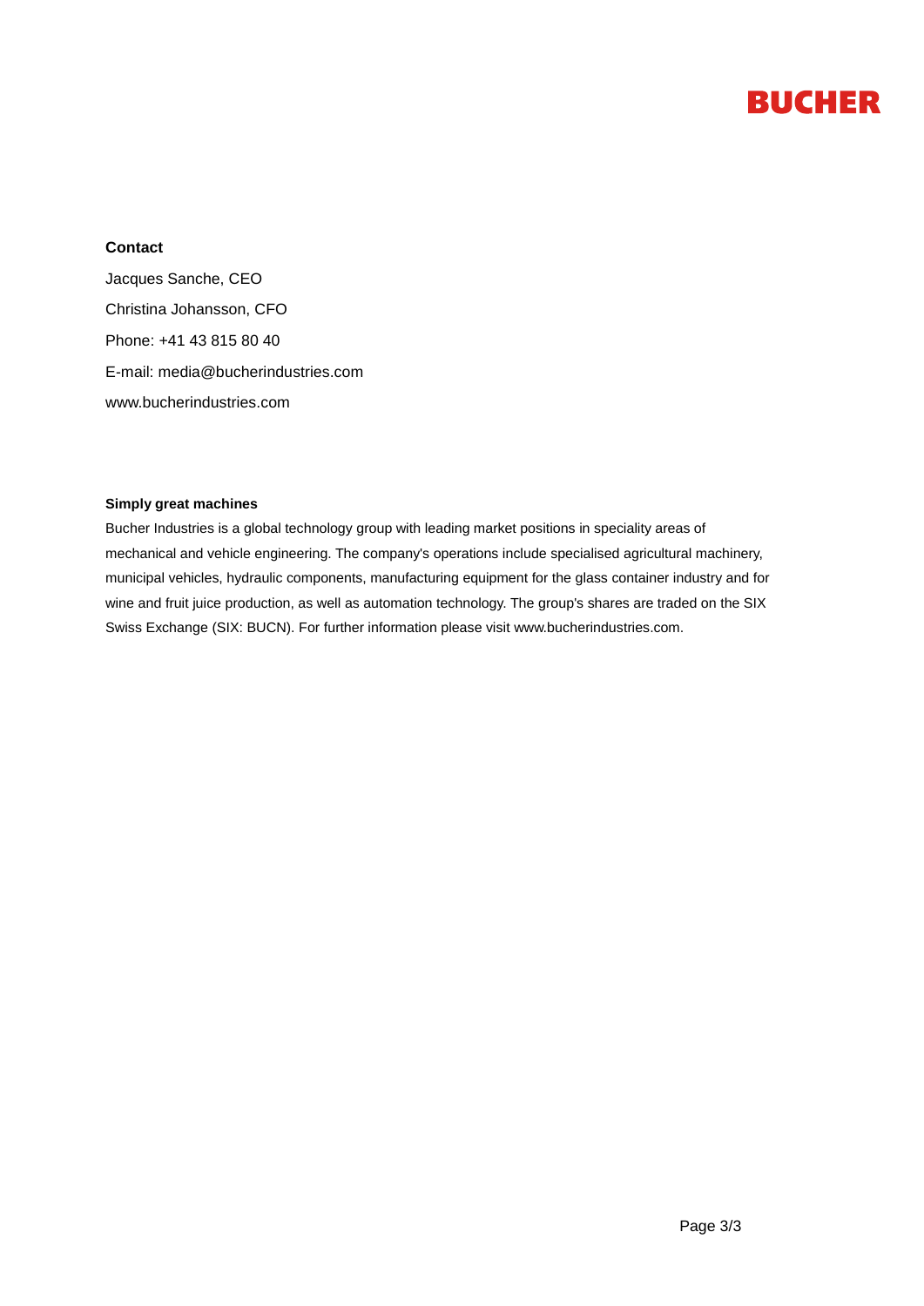**Contact**

Jacques Sanche, CEO

Christina Johansson, CFO

Phone: +41 43 815 80 40

E-mail: media@bucherindustries.com

www.bucherindustries.com

**Simply great machines**

Bucher Industries is a global technology group with leading market positions in speciality areas of mechanical and vehicle engineering. The company's operations include specialised agricultural machinery, municipal vehicles, hydraulic components, manufacturing equipment for the glass container industry and for wine and fruit juice production, as well as automation technology. The group's shares are traded on the SIX Swiss Exchange (SIX: BUCN). For further information please visit www.bucherindustries.com.